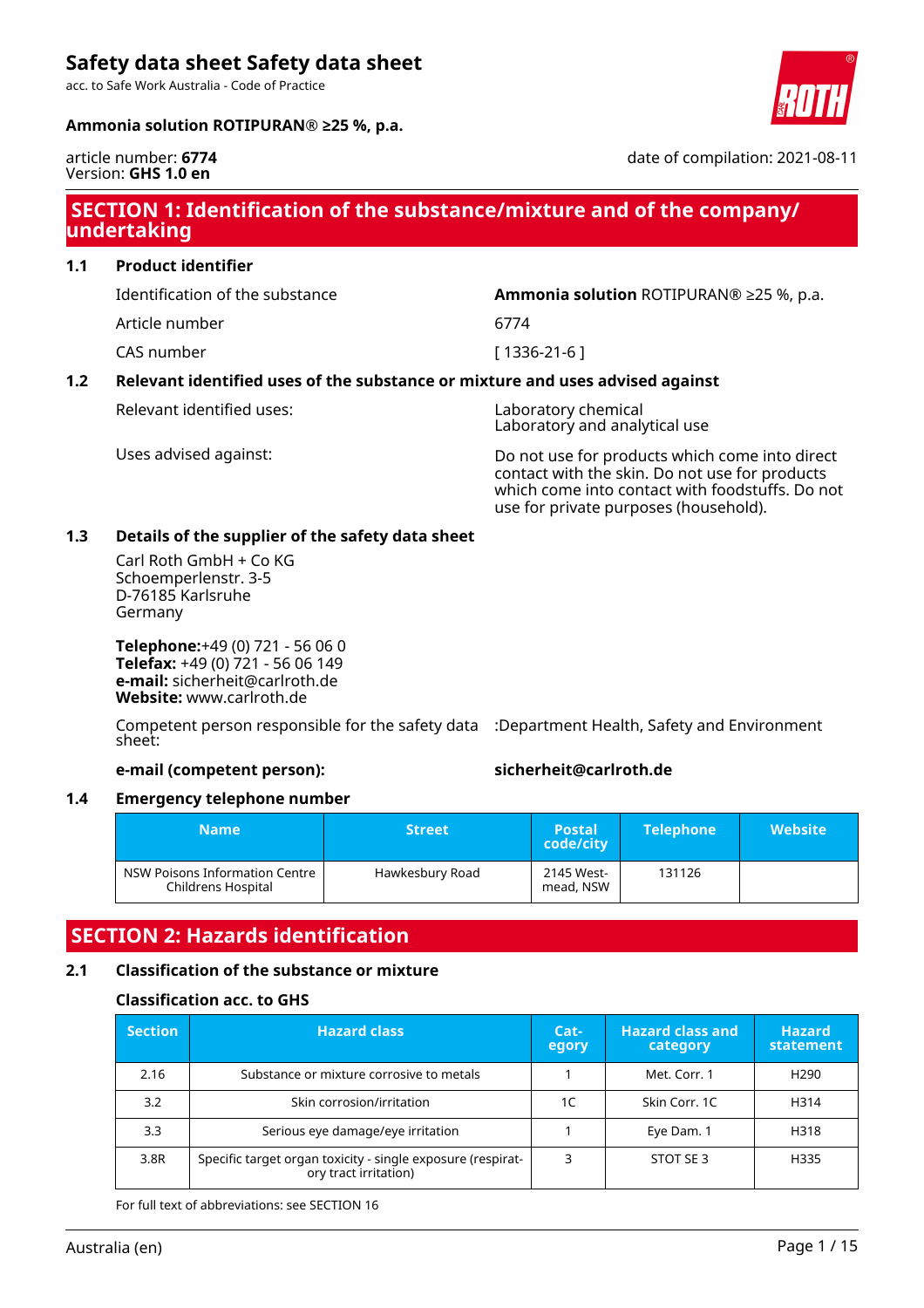# Safety data sheet Safety data sheet

acc. to Safe Work Australia - Code of Practice

**Ammonia solution ROTIPURAN® ≥25 %, p.a.**

article number: **6774**
Version: **GHS 1.0 en**

date of compilation: 2021-08-11

## SECTION 1: Identification of the substance/mixture and of the company/ undertaking

### 1.1 Product identifier

| | |
|---|---|
| Identification of the substance | **Ammonia solution** ROTIPURAN® ≥25 %, p.a. |
| Article number | 6774 |
| CAS number | [ 1336-21-6 ] |

### 1.2 Relevant identified uses of the substance or mixture and uses advised against

| | |
|---|---|
| Relevant identified uses: | Laboratory chemical<br>Laboratory and analytical use |
| Uses advised against: | Do not use for products which come into direct contact with the skin. Do not use for products which come into contact with foodstuffs. Do not use for private purposes (household). |

### 1.3 Details of the supplier of the safety data sheet

Carl Roth GmbH + Co KG
Schoemperlenstr. 3-5
D-76185 Karlsruhe
Germany

**Telephone:**+49 (0) 721 - 56 06 0
**Telefax:** +49 (0) 721 - 56 06 149
**e-mail:** sicherheit@carlroth.de
**Website:** www.carlroth.de

Competent person responsible for the safety data sheet: :Department Health, Safety and Environment

**e-mail (competent person):** **sicherheit@carlroth.de**

### 1.4 Emergency telephone number

| Name | Street | Postal code/city | Telephone | Website |
|---|---|---|---|---|
| NSW Poisons Information Centre Childrens Hospital | Hawkesbury Road | 2145 Westmead, NSW | 131126 | |

## SECTION 2: Hazards identification

### 2.1 Classification of the substance or mixture

#### Classification acc. to GHS

| Section | Hazard class | Category | Hazard class and category | Hazard statement |
|---|---|---|---|---|
| 2.16 | Substance or mixture corrosive to metals | 1 | Met. Corr. 1 | H290 |
| 3.2 | Skin corrosion/irritation | 1C | Skin Corr. 1C | H314 |
| 3.3 | Serious eye damage/eye irritation | 1 | Eye Dam. 1 | H318 |
| 3.8R | Specific target organ toxicity - single exposure (respiratory tract irritation) | 3 | STOT SE 3 | H335 |

For full text of abbreviations: see SECTION 16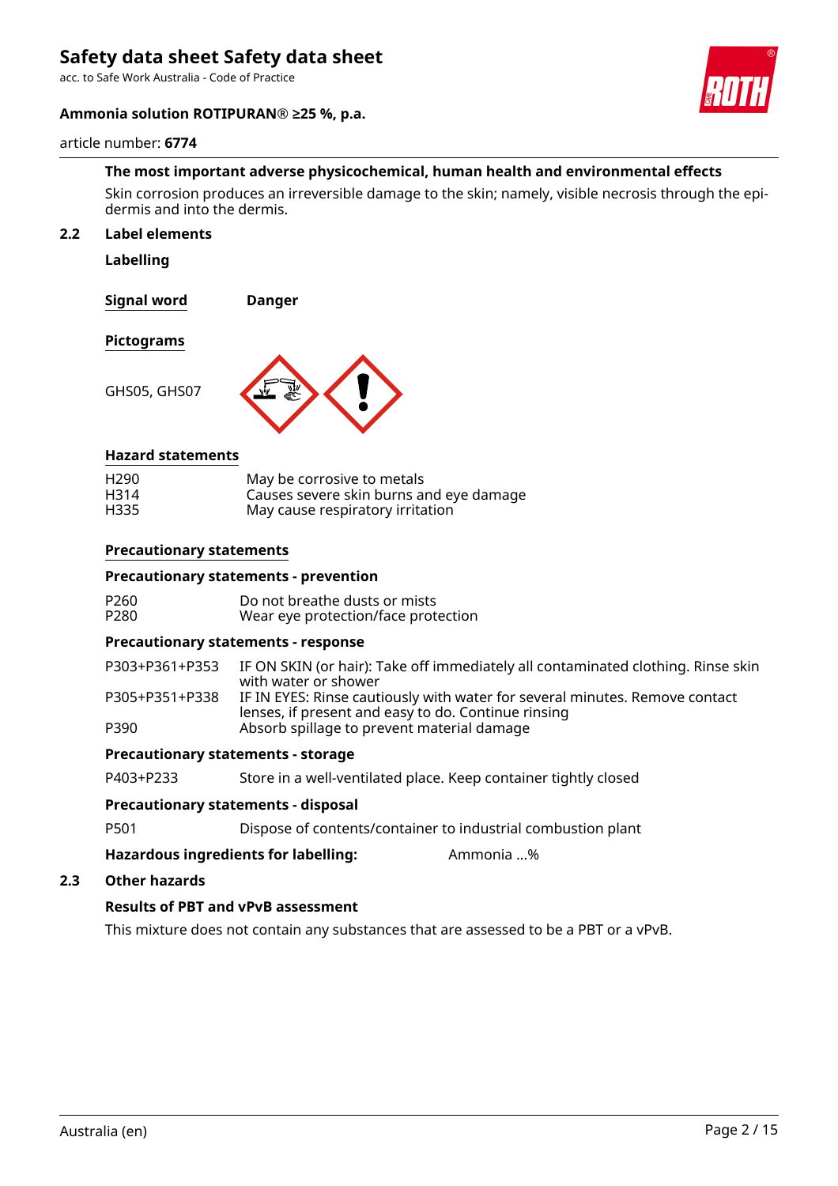### The most important adverse physicochemical, human health and environmental effects

Skin corrosion produces an irreversible damage to the skin; namely, visible necrosis through the epidermis and into the dermis.

## 2.2 Label elements

### Labelling

**Signal word** **Danger**

**Pictograms**

GHS05, GHS07

**Hazard statements**

| | |
|---|---|
| H290 | May be corrosive to metals |
| H314 | Causes severe skin burns and eye damage |
| H335 | May cause respiratory irritation |

**Precautionary statements**

**Precautionary statements - prevention**

| | |
|---|---|
| P260 | Do not breathe dusts or mists |
| P280 | Wear eye protection/face protection |

**Precautionary statements - response**

| | |
|---|---|
| P303+P361+P353 | IF ON SKIN (or hair): Take off immediately all contaminated clothing. Rinse skin with water or shower |
| P305+P351+P338 | IF IN EYES: Rinse cautiously with water for several minutes. Remove contact lenses, if present and easy to do. Continue rinsing |
| P390 | Absorb spillage to prevent material damage |

**Precautionary statements - storage**

| | |
|---|---|
| P403+P233 | Store in a well-ventilated place. Keep container tightly closed |

**Precautionary statements - disposal**

| | |
|---|---|
| P501 | Dispose of contents/container to industrial combustion plant |

**Hazardous ingredients for labelling:** Ammonia ...%

## 2.3 Other hazards

### Results of PBT and vPvB assessment

This mixture does not contain any substances that are assessed to be a PBT or a vPvB.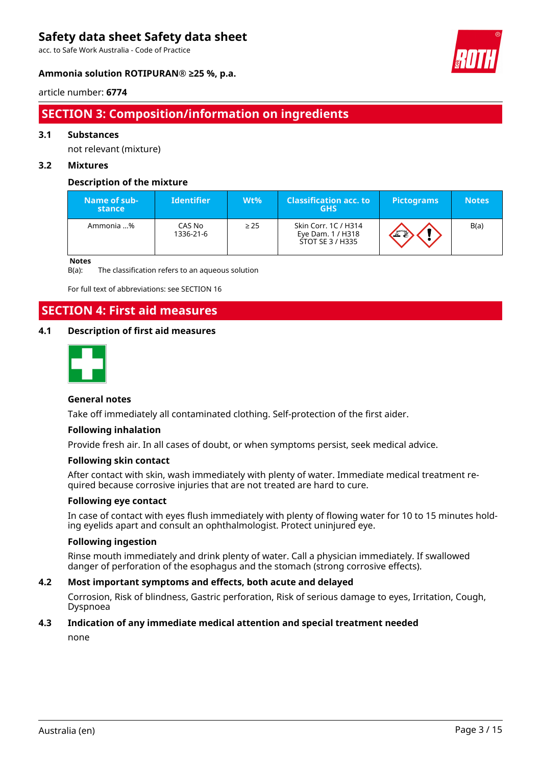## SECTION 3: Composition/information on ingredients

### 3.1 Substances

not relevant (mixture)

### 3.2 Mixtures

#### Description of the mixture

| Name of substance | Identifier | Wt% | Classification acc. to GHS | Pictograms | Notes |
|---|---|---|---|---|---|
| Ammonia ...% | CAS No 1336-21-6 | ≥ 25 | Skin Corr. 1C / H314 Eye Dam. 1 / H318 STOT SE 3 / H335 | | B(a) |

**Notes**

B(a): The classification refers to an aqueous solution

For full text of abbreviations: see SECTION 16

## SECTION 4: First aid measures

### 4.1 Description of first aid measures

#### General notes

Take off immediately all contaminated clothing. Self-protection of the first aider.

#### Following inhalation

Provide fresh air. In all cases of doubt, or when symptoms persist, seek medical advice.

#### Following skin contact

After contact with skin, wash immediately with plenty of water. Immediate medical treatment required because corrosive injuries that are not treated are hard to cure.

#### Following eye contact

In case of contact with eyes flush immediately with plenty of flowing water for 10 to 15 minutes holding eyelids apart and consult an ophthalmologist. Protect uninjured eye.

#### Following ingestion

Rinse mouth immediately and drink plenty of water. Call a physician immediately. If swallowed danger of perforation of the esophagus and the stomach (strong corrosive effects).

### 4.2 Most important symptoms and effects, both acute and delayed

Corrosion, Risk of blindness, Gastric perforation, Risk of serious damage to eyes, Irritation, Cough, Dyspnoea

### 4.3 Indication of any immediate medical attention and special treatment needed

none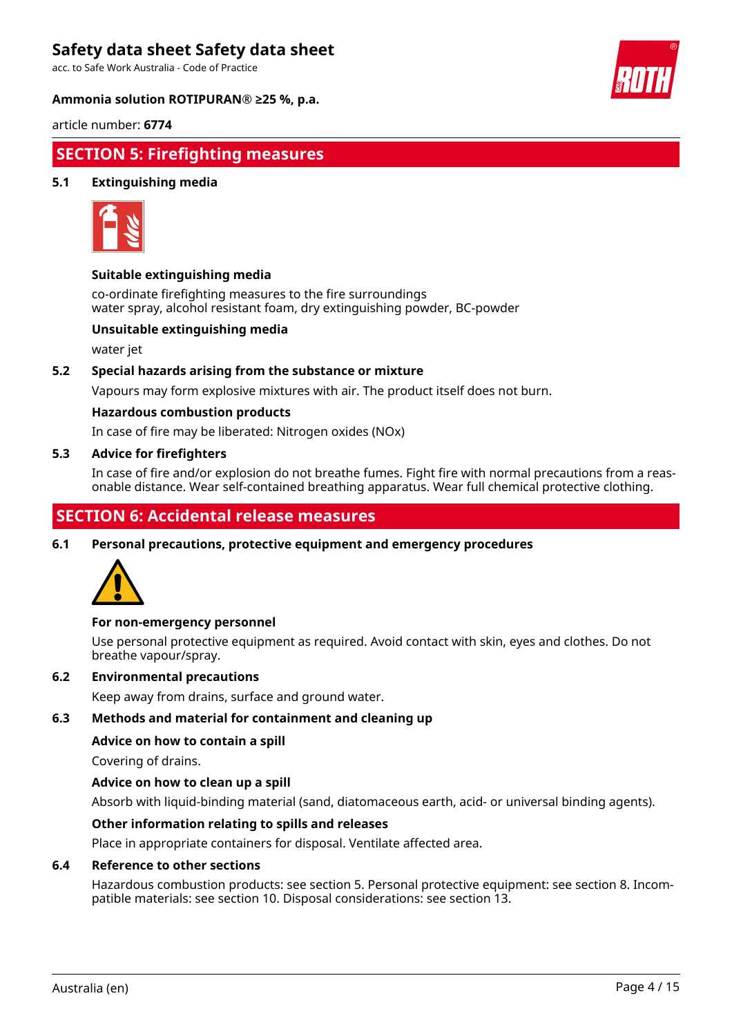## SECTION 5: Firefighting measures

### 5.1 Extinguishing media

**Suitable extinguishing media**

co-ordinate firefighting measures to the fire surroundings
water spray, alcohol resistant foam, dry extinguishing powder, BC-powder

**Unsuitable extinguishing media**

water jet

### 5.2 Special hazards arising from the substance or mixture

Vapours may form explosive mixtures with air. The product itself does not burn.

**Hazardous combustion products**

In case of fire may be liberated: Nitrogen oxides (NOx)

### 5.3 Advice for firefighters

In case of fire and/or explosion do not breathe fumes. Fight fire with normal precautions from a reasonable distance. Wear self-contained breathing apparatus. Wear full chemical protective clothing.

## SECTION 6: Accidental release measures

### 6.1 Personal precautions, protective equipment and emergency procedures

**For non-emergency personnel**

Use personal protective equipment as required. Avoid contact with skin, eyes and clothes. Do not breathe vapour/spray.

### 6.2 Environmental precautions

Keep away from drains, surface and ground water.

### 6.3 Methods and material for containment and cleaning up

**Advice on how to contain a spill**

Covering of drains.

**Advice on how to clean up a spill**

Absorb with liquid-binding material (sand, diatomaceous earth, acid- or universal binding agents).

**Other information relating to spills and releases**

Place in appropriate containers for disposal. Ventilate affected area.

### 6.4 Reference to other sections

Hazardous combustion products: see section 5. Personal protective equipment: see section 8. Incompatible materials: see section 10. Disposal considerations: see section 13.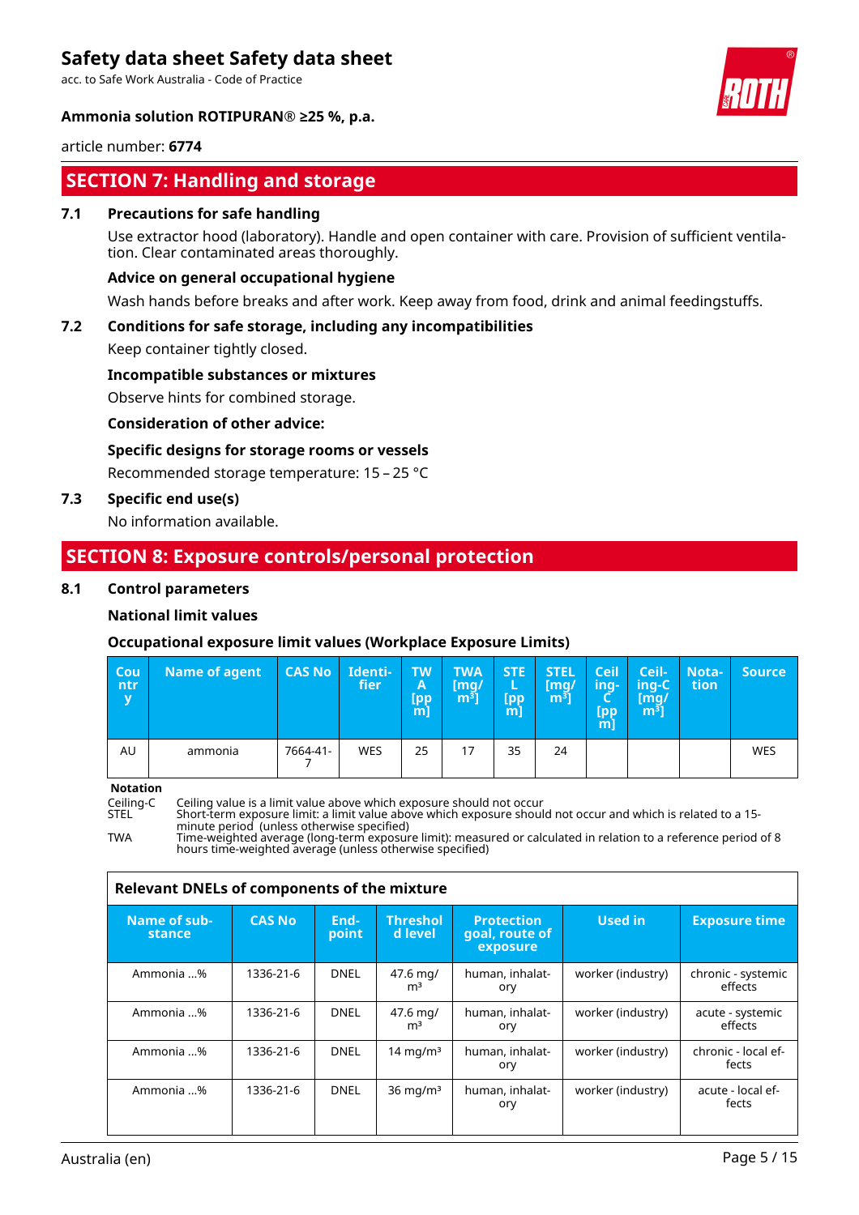# SECTION 7: Handling and storage

## 7.1 Precautions for safe handling

Use extractor hood (laboratory). Handle and open container with care. Provision of sufficient ventilation. Clear contaminated areas thoroughly.

**Advice on general occupational hygiene**

Wash hands before breaks and after work. Keep away from food, drink and animal feedingstuffs.

## 7.2 Conditions for safe storage, including any incompatibilities

Keep container tightly closed.

**Incompatible substances or mixtures**

Observe hints for combined storage.

**Consideration of other advice:**

**Specific designs for storage rooms or vessels**

Recommended storage temperature: 15 – 25 °C

## 7.3 Specific end use(s)

No information available.

# SECTION 8: Exposure controls/personal protection

## 8.1 Control parameters

**National limit values**

**Occupational exposure limit values (Workplace Exposure Limits)**

| Country | Name of agent | CAS No | Identifier | TWA [ppm] | TWA [mg/m³] | STEL [ppm] | STEL [mg/m³] | Ceiling-C [ppm] | Ceiling-C [mg/m³] | Notation | Source |
|---|---|---|---|---|---|---|---|---|---|---|---|
| AU | ammonia | 7664-41-7 | WES | 25 | 17 | 35 | 24 | | | | WES |

**Notation**

Ceiling-C Ceiling value is a limit value above which exposure should not occur
STEL Short-term exposure limit: a limit value above which exposure should not occur and which is related to a 15-minute period (unless otherwise specified)
TWA Time-weighted average (long-term exposure limit): measured or calculated in relation to a reference period of 8 hours time-weighted average (unless otherwise specified)

**Relevant DNELs of components of the mixture**

| Name of substance | CAS No | Endpoint | Threshold level | Protection goal, route of exposure | Used in | Exposure time |
|---|---|---|---|---|---|---|
| Ammonia ...% | 1336-21-6 | DNEL | 47.6 mg/m³ | human, inhalatory | worker (industry) | chronic - systemic effects |
| Ammonia ...% | 1336-21-6 | DNEL | 47.6 mg/m³ | human, inhalatory | worker (industry) | acute - systemic effects |
| Ammonia ...% | 1336-21-6 | DNEL | 14 mg/m³ | human, inhalatory | worker (industry) | chronic - local effects |
| Ammonia ...% | 1336-21-6 | DNEL | 36 mg/m³ | human, inhalatory | worker (industry) | acute - local effects |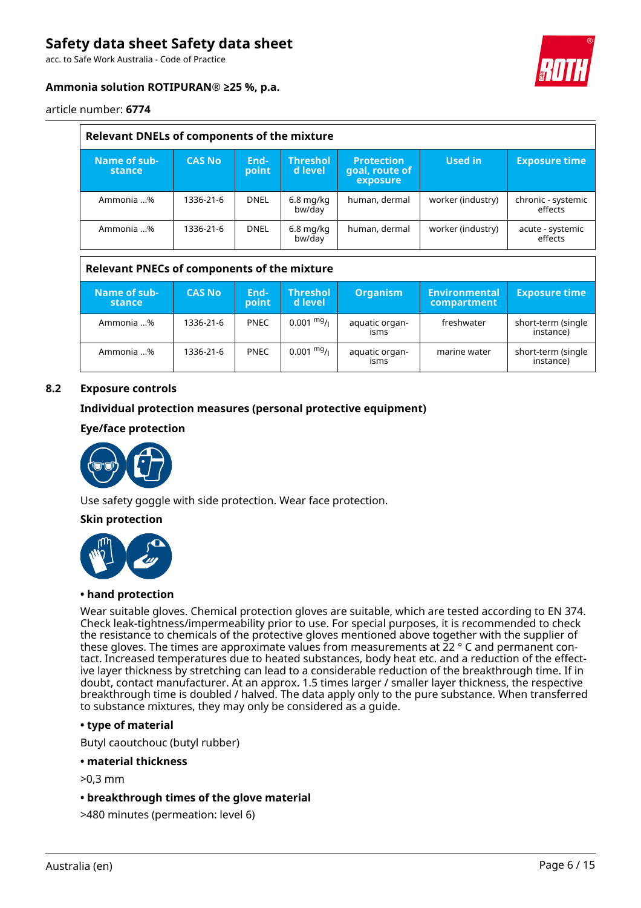| Relevant DNELs of components of the mixture | | | | | | |
|---|---|---|---|---|---|---|
| **Name of substance** | **CAS No** | **Endpoint** | **Threshold level** | **Protection goal, route of exposure** | **Used in** | **Exposure time** |
| Ammonia ...% | 1336-21-6 | DNEL | 6.8 mg/kg bw/day | human, dermal | worker (industry) | chronic - systemic effects |
| Ammonia ...% | 1336-21-6 | DNEL | 6.8 mg/kg bw/day | human, dermal | worker (industry) | acute - systemic effects |

| Relevant PNECs of components of the mixture | | | | | | |
|---|---|---|---|---|---|---|
| **Name of substance** | **CAS No** | **Endpoint** | **Threshold level** | **Organism** | **Environmental compartment** | **Exposure time** |
| Ammonia ...% | 1336-21-6 | PNEC | 0.001 $^{mg}/_{l}$ | aquatic organisms | freshwater | short-term (single instance) |
| Ammonia ...% | 1336-21-6 | PNEC | 0.001 $^{mg}/_{l}$ | aquatic organisms | marine water | short-term (single instance) |

## 8.2 Exposure controls

### Individual protection measures (personal protective equipment)

**Eye/face protection**

Use safety goggle with side protection. Wear face protection.

**Skin protection**

**• hand protection**

Wear suitable gloves. Chemical protection gloves are suitable, which are tested according to EN 374. Check leak-tightness/impermeability prior to use. For special purposes, it is recommended to check the resistance to chemicals of the protective gloves mentioned above together with the supplier of these gloves. The times are approximate values from measurements at 22 ° C and permanent contact. Increased temperatures due to heated substances, body heat etc. and a reduction of the effective layer thickness by stretching can lead to a considerable reduction of the breakthrough time. If in doubt, contact manufacturer. At an approx. 1.5 times larger / smaller layer thickness, the respective breakthrough time is doubled / halved. The data apply only to the pure substance. When transferred to substance mixtures, they may only be considered as a guide.

**• type of material**

Butyl caoutchouc (butyl rubber)

**• material thickness**

>0,3 mm

**• breakthrough times of the glove material**

>480 minutes (permeation: level 6)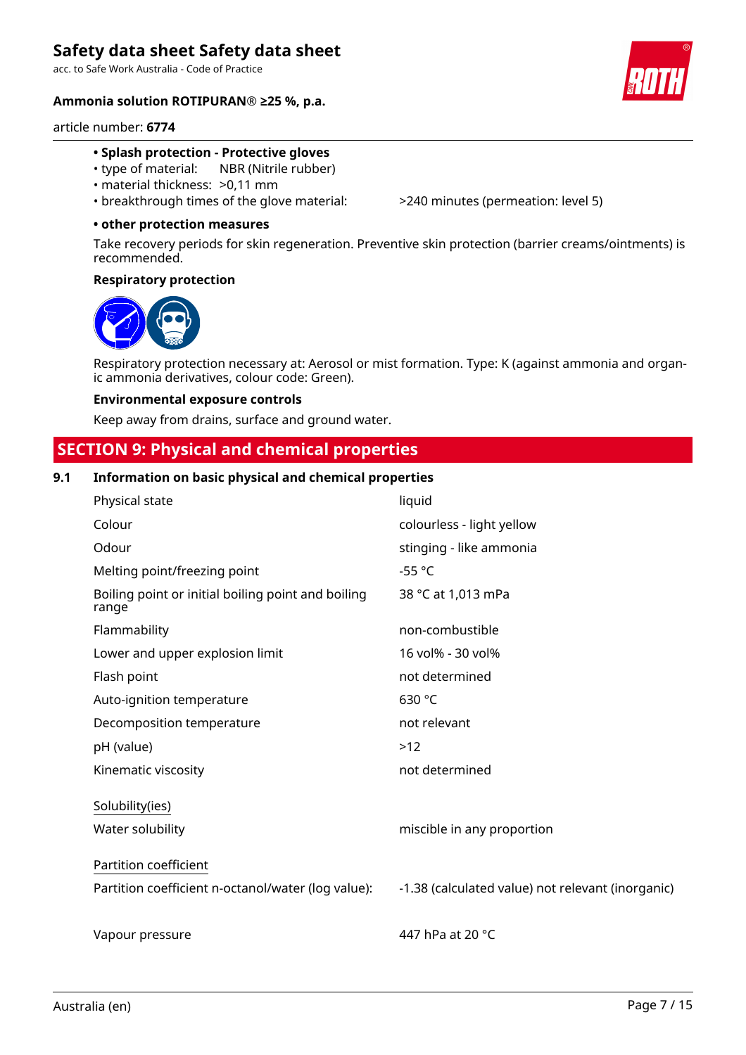- **Splash protection - Protective gloves**
- type of material: NBR (Nitrile rubber)
- material thickness: >0,11 mm
- breakthrough times of the glove material: >240 minutes (permeation: level 5)

**• other protection measures**

Take recovery periods for skin regeneration. Preventive skin protection (barrier creams/ointments) is recommended.

**Respiratory protection**

Respiratory protection necessary at: Aerosol or mist formation. Type: K (against ammonia and organic ammonia derivatives, colour code: Green).

**Environmental exposure controls**

Keep away from drains, surface and ground water.

## SECTION 9: Physical and chemical properties

### 9.1 Information on basic physical and chemical properties

| | |
|---|---|
| Physical state | liquid |
| Colour | colourless - light yellow |
| Odour | stinging - like ammonia |
| Melting point/freezing point | -55 °C |
| Boiling point or initial boiling point and boiling range | 38 °C at 1,013 mPa |
| Flammability | non-combustible |
| Lower and upper explosion limit | 16 vol% - 30 vol% |
| Flash point | not determined |
| Auto-ignition temperature | 630 °C |
| Decomposition temperature | not relevant |
| pH (value) | >12 |
| Kinematic viscosity | not determined |
| Solubility(ies) | |
| Water solubility | miscible in any proportion |
| Partition coefficient | |
| Partition coefficient n-octanol/water (log value): | -1.38 (calculated value) not relevant (inorganic) |
| Vapour pressure | 447 hPa at 20 °C |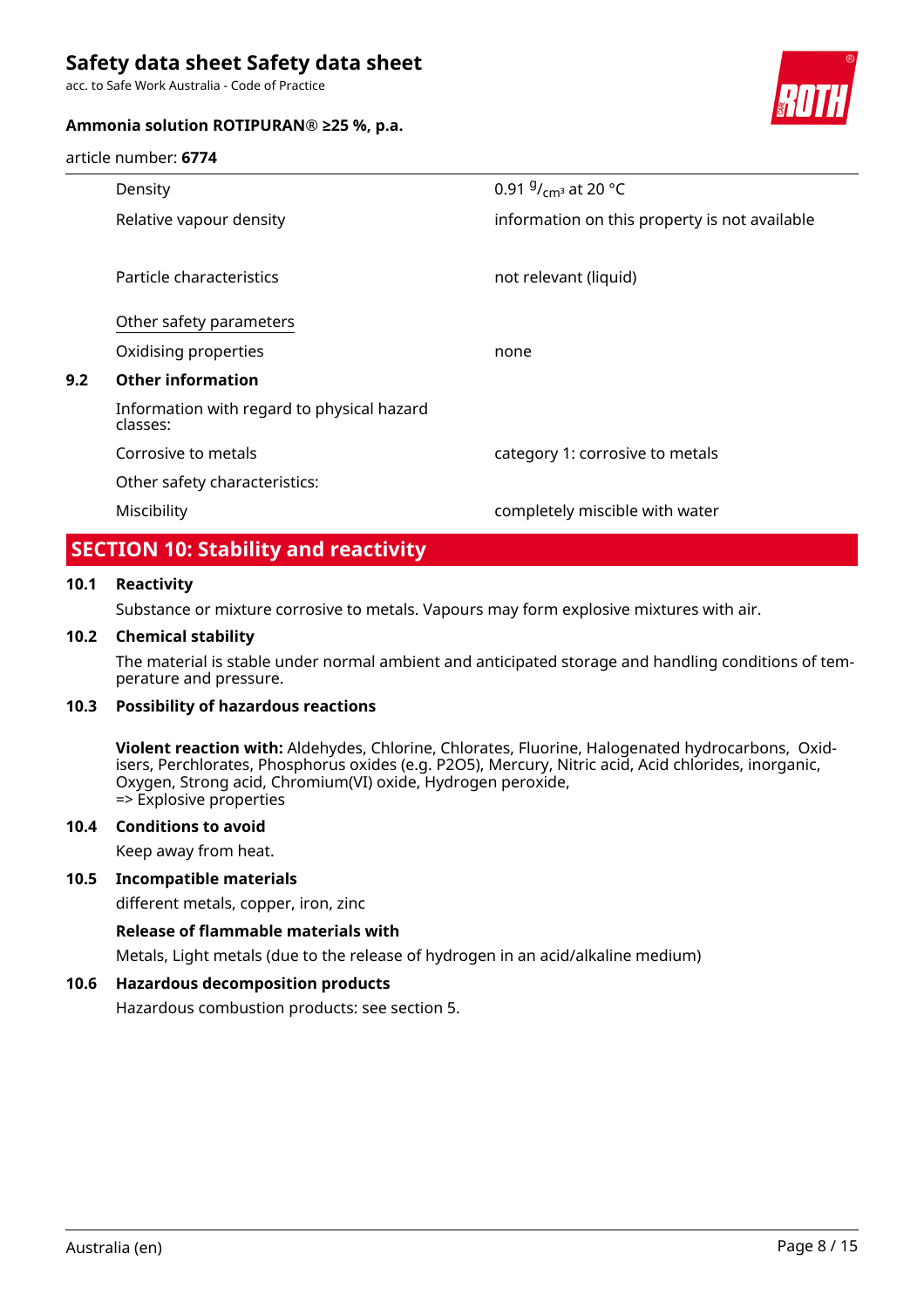| | |
|---|---|
| Density | 0.91 $^{g}/_{cm^3}$ at 20 °C |
| Relative vapour density | information on this property is not available |
| Particle characteristics | not relevant (liquid) |
| Other safety parameters | |
| Oxidising properties | none |

### 9.2 Other information

| | |
|---|---|
| Information with regard to physical hazard classes: | |
| Corrosive to metals | category 1: corrosive to metals |
| Other safety characteristics: | |
| Miscibility | completely miscible with water |

## SECTION 10: Stability and reactivity

### 10.1 Reactivity

Substance or mixture corrosive to metals. Vapours may form explosive mixtures with air.

### 10.2 Chemical stability

The material is stable under normal ambient and anticipated storage and handling conditions of temperature and pressure.

### 10.3 Possibility of hazardous reactions

**Violent reaction with:** Aldehydes, Chlorine, Chlorates, Fluorine, Halogenated hydrocarbons, Oxidisers, Perchlorates, Phosphorus oxides (e.g. $P_2O_5$), Mercury, Nitric acid, Acid chlorides, inorganic, Oxygen, Strong acid, Chromium(VI) oxide, Hydrogen peroxide,
=> Explosive properties

### 10.4 Conditions to avoid

Keep away from heat.

### 10.5 Incompatible materials

different metals, copper, iron, zinc

**Release of flammable materials with**

Metals, Light metals (due to the release of hydrogen in an acid/alkaline medium)

### 10.6 Hazardous decomposition products

Hazardous combustion products: see section 5.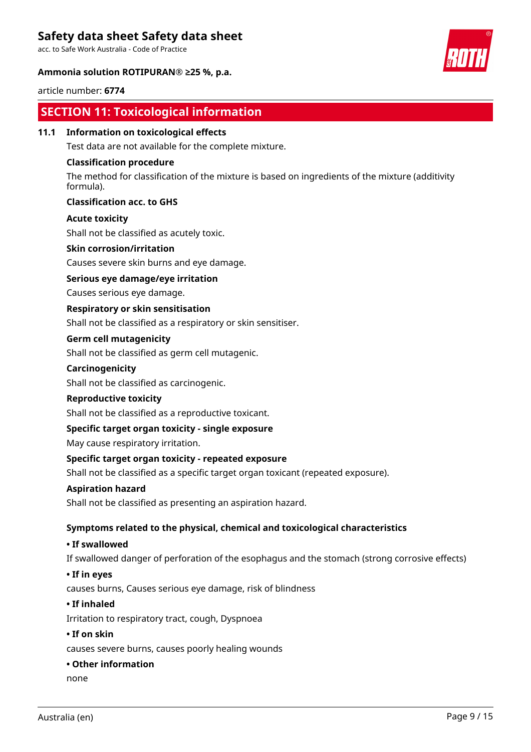## SECTION 11: Toxicological information

### 11.1 Information on toxicological effects

Test data are not available for the complete mixture.

**Classification procedure**

The method for classification of the mixture is based on ingredients of the mixture (additivity formula).

**Classification acc. to GHS**

**Acute toxicity**

Shall not be classified as acutely toxic.

**Skin corrosion/irritation**

Causes severe skin burns and eye damage.

**Serious eye damage/eye irritation**

Causes serious eye damage.

**Respiratory or skin sensitisation**

Shall not be classified as a respiratory or skin sensitiser.

**Germ cell mutagenicity**

Shall not be classified as germ cell mutagenic.

**Carcinogenicity**

Shall not be classified as carcinogenic.

**Reproductive toxicity**

Shall not be classified as a reproductive toxicant.

**Specific target organ toxicity - single exposure**

May cause respiratory irritation.

**Specific target organ toxicity - repeated exposure**

Shall not be classified as a specific target organ toxicant (repeated exposure).

**Aspiration hazard**

Shall not be classified as presenting an aspiration hazard.

**Symptoms related to the physical, chemical and toxicological characteristics**

**• If swallowed**

If swallowed danger of perforation of the esophagus and the stomach (strong corrosive effects)

**• If in eyes**

causes burns, Causes serious eye damage, risk of blindness

**• If inhaled**

Irritation to respiratory tract, cough, Dyspnoea

**• If on skin**

causes severe burns, causes poorly healing wounds

**• Other information**

none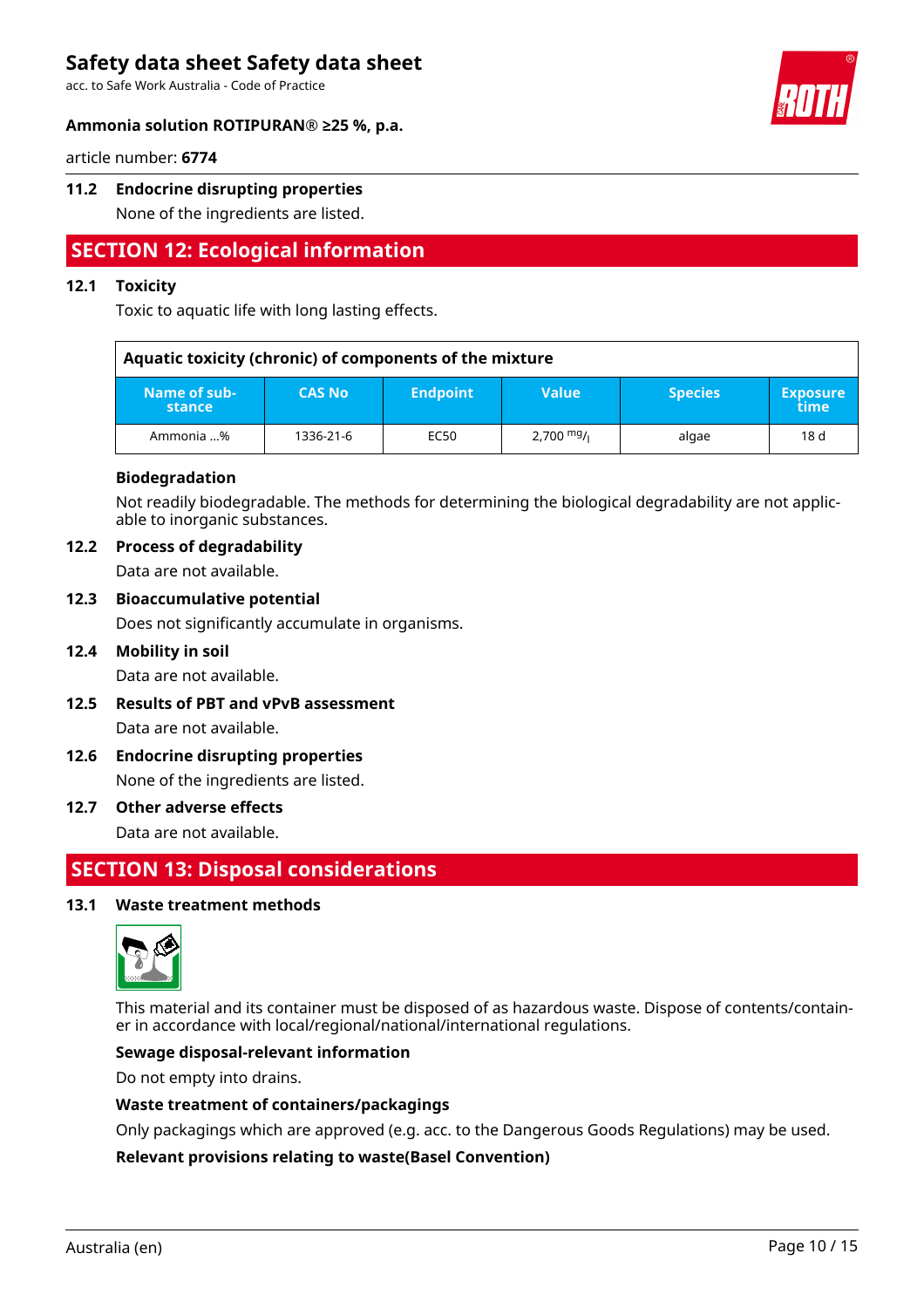### 11.2 Endocrine disrupting properties

None of the ingredients are listed.

## SECTION 12: Ecological information

### 12.1 Toxicity

Toxic to aquatic life with long lasting effects.

| Aquatic toxicity (chronic) of components of the mixture | | | | | |
|---|---|---|---|---|---|
| Name of substance | CAS No | Endpoint | Value | Species | Exposure time |
| Ammonia ...% | 1336-21-6 | EC50 | 2,700 $^{mg}/_{l}$ | algae | 18 d |

**Biodegradation**

Not readily biodegradable. The methods for determining the biological degradability are not applicable to inorganic substances.

### 12.2 Process of degradability

Data are not available.

### 12.3 Bioaccumulative potential

Does not significantly accumulate in organisms.

### 12.4 Mobility in soil

Data are not available.

### 12.5 Results of PBT and vPvB assessment

Data are not available.

### 12.6 Endocrine disrupting properties

None of the ingredients are listed.

### 12.7 Other adverse effects

Data are not available.

## SECTION 13: Disposal considerations

### 13.1 Waste treatment methods

This material and its container must be disposed of as hazardous waste. Dispose of contents/container in accordance with local/regional/national/international regulations.

**Sewage disposal-relevant information**

Do not empty into drains.

**Waste treatment of containers/packagings**

Only packagings which are approved (e.g. acc. to the Dangerous Goods Regulations) may be used.

**Relevant provisions relating to waste(Basel Convention)**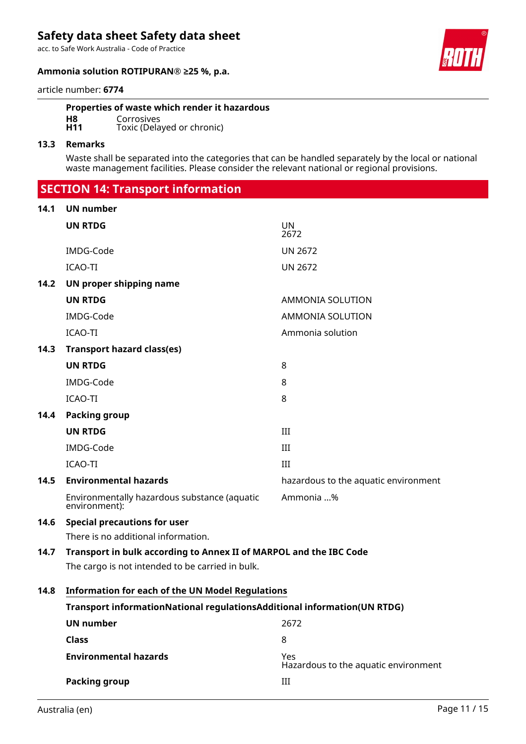**Properties of waste which render it hazardous**

| | |
|---|---|
| **H8** | Corrosives |
| **H11** | Toxic (Delayed or chronic) |

### 13.3 Remarks

Waste shall be separated into the categories that can be handled separately by the local or national waste management facilities. Please consider the relevant national or regional provisions.

## SECTION 14: Transport information

### 14.1 UN number

| | |
|---|---|
| **UN RTDG** | UN 2672 |
| IMDG-Code | UN 2672 |
| ICAO-TI | UN 2672 |

### 14.2 UN proper shipping name

| | |
|---|---|
| **UN RTDG** | AMMONIA SOLUTION |
| IMDG-Code | AMMONIA SOLUTION |
| ICAO-TI | Ammonia solution |

### 14.3 Transport hazard class(es)

| | |
|---|---|
| **UN RTDG** | 8 |
| IMDG-Code | 8 |
| ICAO-TI | 8 |

### 14.4 Packing group

| | |
|---|---|
| **UN RTDG** | III |
| IMDG-Code | III |
| ICAO-TI | III |

### 14.5 Environmental hazards

hazardous to the aquatic environment

| | |
|---|---|
| Environmentally hazardous substance (aquatic environment): | Ammonia ...% |

### 14.6 Special precautions for user

There is no additional information.

### 14.7 Transport in bulk according to Annex II of MARPOL and the IBC Code

The cargo is not intended to be carried in bulk.

### 14.8 Information for each of the UN Model Regulations

**Transport informationNational regulationsAdditional information(UN RTDG)**

| | |
|---|---|
| **UN number** | 2672 |
| **Class** | 8 |
| **Environmental hazards** | Yes<br>Hazardous to the aquatic environment |
| **Packing group** | III |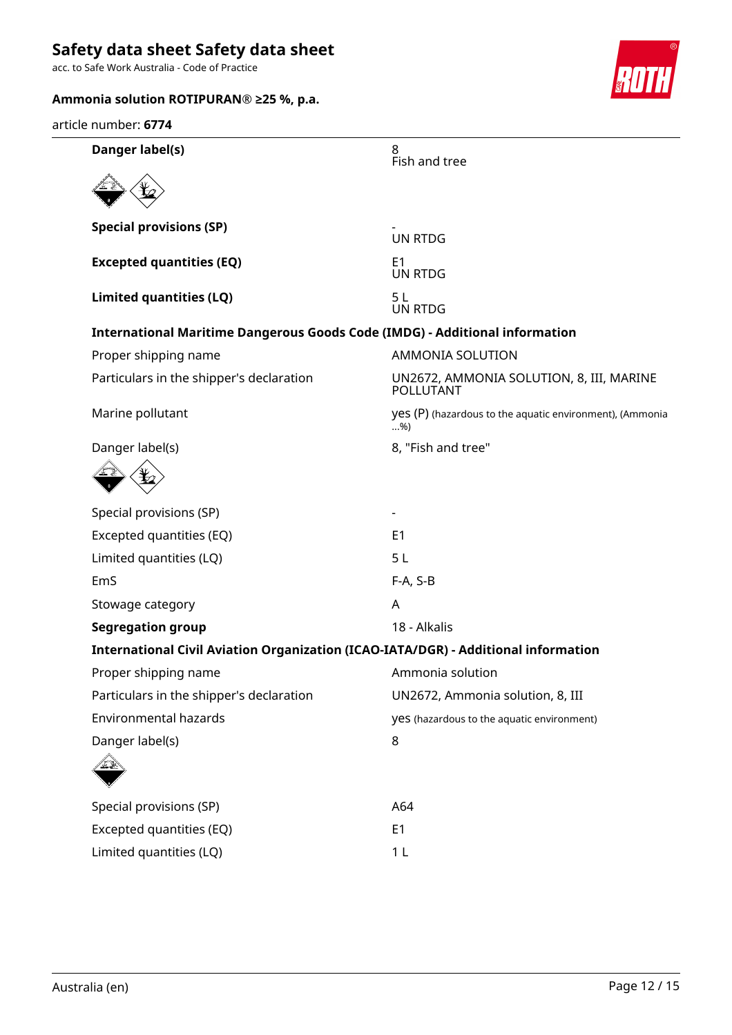| | |
|---|---|
| **Danger label(s)** | 8<br>Fish and tree |
| **Special provisions (SP)** | -<br>UN RTDG |
| **Excepted quantities (EQ)** | E1<br>UN RTDG |
| **Limited quantities (LQ)** | 5 L<br>UN RTDG |

**International Maritime Dangerous Goods Code (IMDG) - Additional information**

| | |
|---|---|
| Proper shipping name | AMMONIA SOLUTION |
| Particulars in the shipper's declaration | UN2672, AMMONIA SOLUTION, 8, III, MARINE POLLUTANT |
| Marine pollutant | yes (P) (hazardous to the aquatic environment), (Ammonia ...%) |
| Danger label(s) | 8, "Fish and tree" |
| Special provisions (SP) | - |
| Excepted quantities (EQ) | E1 |
| Limited quantities (LQ) | 5 L |
| EmS | F-A, S-B |
| Stowage category | A |
| **Segregation group** | 18 - Alkalis |

**International Civil Aviation Organization (ICAO-IATA/DGR) - Additional information**

| | |
|---|---|
| Proper shipping name | Ammonia solution |
| Particulars in the shipper's declaration | UN2672, Ammonia solution, 8, III |
| Environmental hazards | yes (hazardous to the aquatic environment) |
| Danger label(s) | 8 |
| Special provisions (SP) | A64 |
| Excepted quantities (EQ) | E1 |
| Limited quantities (LQ) | 1 L |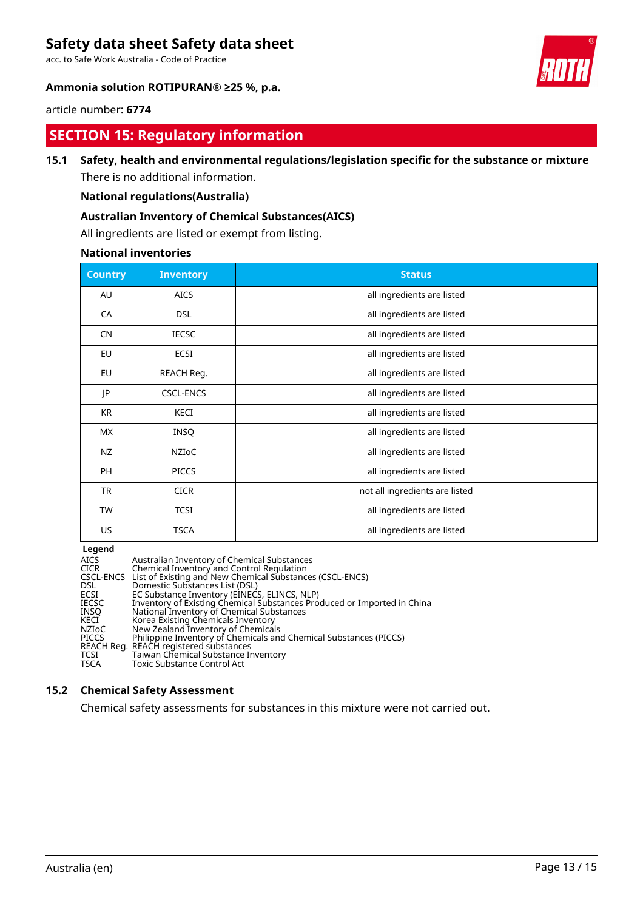## SECTION 15: Regulatory information

### 15.1 Safety, health and environmental regulations/legislation specific for the substance or mixture

There is no additional information.

**National regulations(Australia)**

**Australian Inventory of Chemical Substances(AICS)**

All ingredients are listed or exempt from listing.

**National inventories**

| Country | Inventory | Status |
|---|---|---|
| AU | AICS | all ingredients are listed |
| CA | DSL | all ingredients are listed |
| CN | IECSC | all ingredients are listed |
| EU | ECSI | all ingredients are listed |
| EU | REACH Reg. | all ingredients are listed |
| JP | CSCL-ENCS | all ingredients are listed |
| KR | KECI | all ingredients are listed |
| MX | INSQ | all ingredients are listed |
| NZ | NZIoC | all ingredients are listed |
| PH | PICCS | all ingredients are listed |
| TR | CICR | not all ingredients are listed |
| TW | TCSI | all ingredients are listed |
| US | TSCA | all ingredients are listed |

**Legend**

| | |
|---|---|
| AICS | Australian Inventory of Chemical Substances |
| CICR | Chemical Inventory and Control Regulation |
| CSCL-ENCS | List of Existing and New Chemical Substances (CSCL-ENCS) |
| DSL | Domestic Substances List (DSL) |
| ECSI | EC Substance Inventory (EINECS, ELINCS, NLP) |
| IECSC | Inventory of Existing Chemical Substances Produced or Imported in China |
| INSQ | National Inventory of Chemical Substances |
| KECI | Korea Existing Chemicals Inventory |
| NZIoC | New Zealand Inventory of Chemicals |
| PICCS | Philippine Inventory of Chemicals and Chemical Substances (PICCS) |
| REACH Reg. | REACH registered substances |
| TCSI | Taiwan Chemical Substance Inventory |
| TSCA | Toxic Substance Control Act |

### 15.2 Chemical Safety Assessment

Chemical safety assessments for substances in this mixture were not carried out.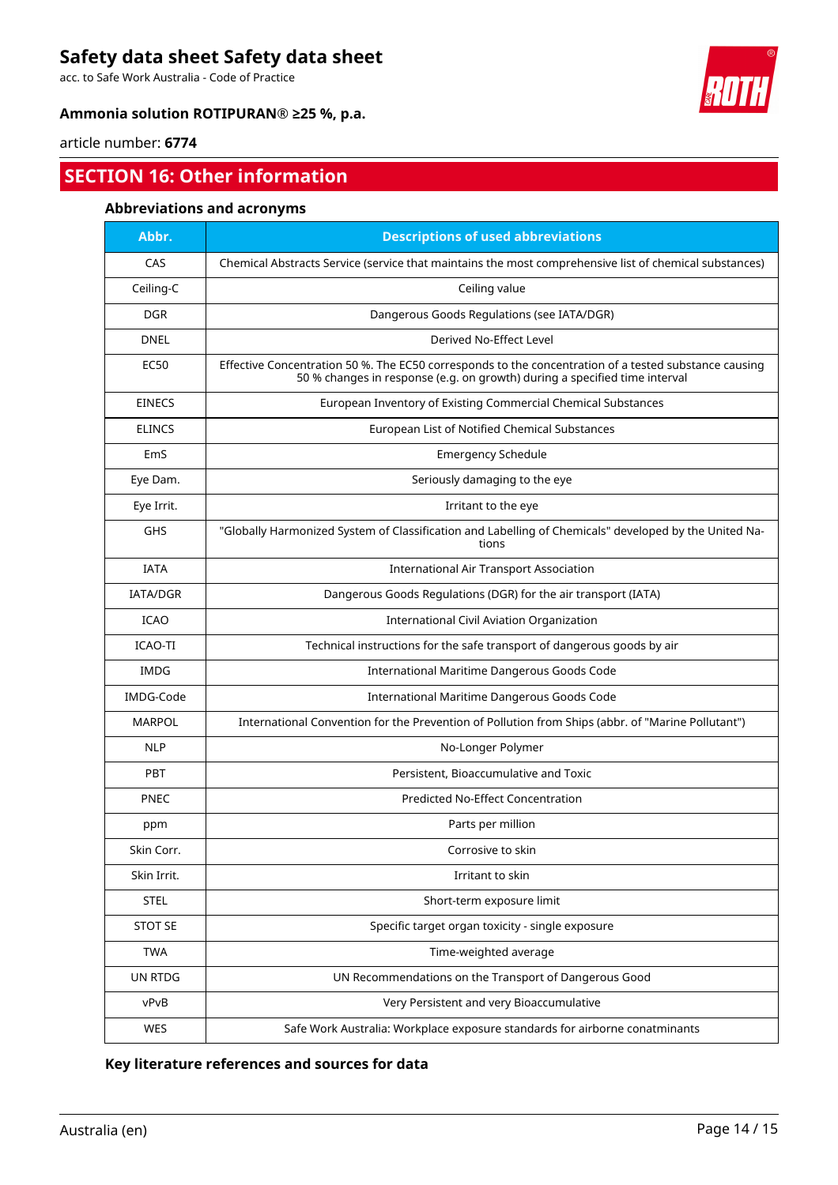## SECTION 16: Other information

### Abbreviations and acronyms

| Abbr. | Descriptions of used abbreviations |
|---|---|
| CAS | Chemical Abstracts Service (service that maintains the most comprehensive list of chemical substances) |
| Ceiling-C | Ceiling value |
| DGR | Dangerous Goods Regulations (see IATA/DGR) |
| DNEL | Derived No-Effect Level |
| EC50 | Effective Concentration 50 %. The EC50 corresponds to the concentration of a tested substance causing 50 % changes in response (e.g. on growth) during a specified time interval |
| EINECS | European Inventory of Existing Commercial Chemical Substances |
| ELINCS | European List of Notified Chemical Substances |
| EmS | Emergency Schedule |
| Eye Dam. | Seriously damaging to the eye |
| Eye Irrit. | Irritant to the eye |
| GHS | "Globally Harmonized System of Classification and Labelling of Chemicals" developed by the United Nations |
| IATA | International Air Transport Association |
| IATA/DGR | Dangerous Goods Regulations (DGR) for the air transport (IATA) |
| ICAO | International Civil Aviation Organization |
| ICAO-TI | Technical instructions for the safe transport of dangerous goods by air |
| IMDG | International Maritime Dangerous Goods Code |
| IMDG-Code | International Maritime Dangerous Goods Code |
| MARPOL | International Convention for the Prevention of Pollution from Ships (abbr. of "Marine Pollutant") |
| NLP | No-Longer Polymer |
| PBT | Persistent, Bioaccumulative and Toxic |
| PNEC | Predicted No-Effect Concentration |
| ppm | Parts per million |
| Skin Corr. | Corrosive to skin |
| Skin Irrit. | Irritant to skin |
| STEL | Short-term exposure limit |
| STOT SE | Specific target organ toxicity - single exposure |
| TWA | Time-weighted average |
| UN RTDG | UN Recommendations on the Transport of Dangerous Good |
| vPvB | Very Persistent and very Bioaccumulative |
| WES | Safe Work Australia: Workplace exposure standards for airborne conatminants |

### Key literature references and sources for data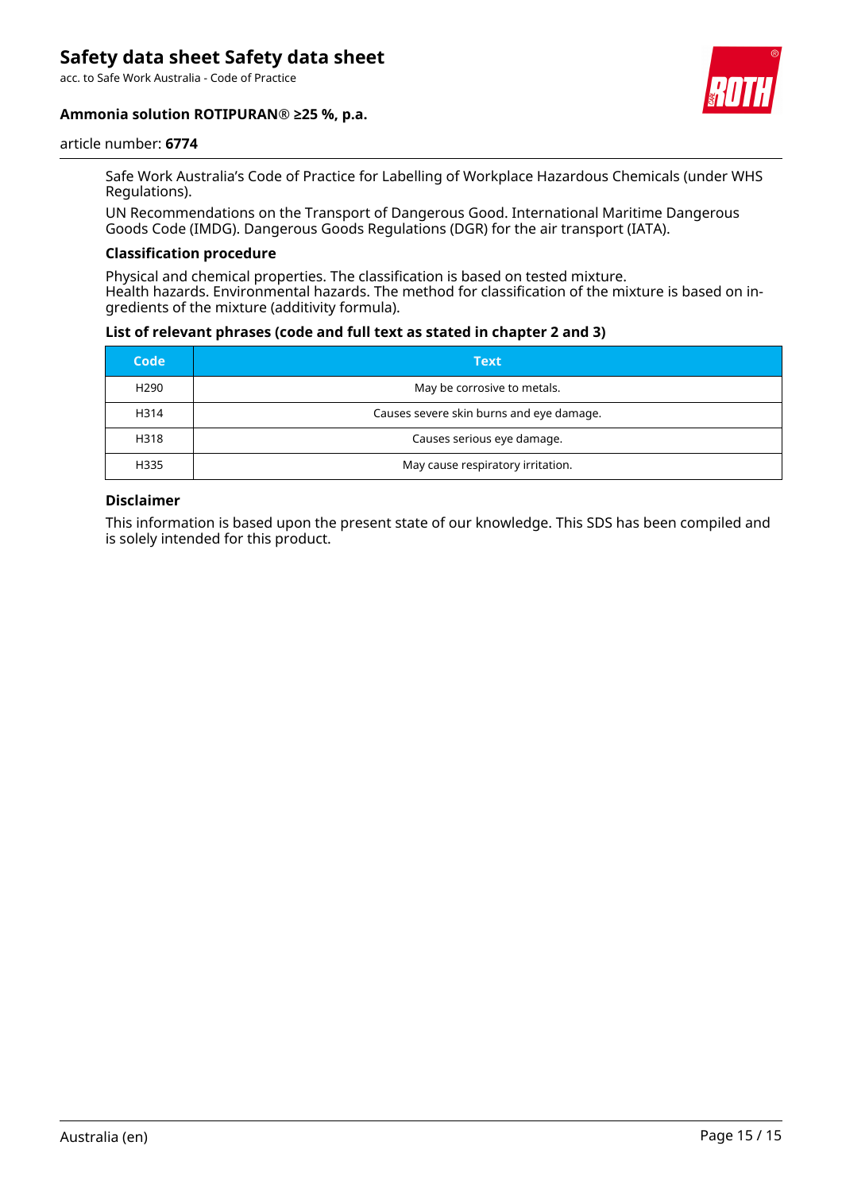Safe Work Australia’s Code of Practice for Labelling of Workplace Hazardous Chemicals (under WHS Regulations).

UN Recommendations on the Transport of Dangerous Good. International Maritime Dangerous Goods Code (IMDG). Dangerous Goods Regulations (DGR) for the air transport (IATA).

### Classification procedure

Physical and chemical properties. The classification is based on tested mixture.
Health hazards. Environmental hazards. The method for classification of the mixture is based on ingredients of the mixture (additivity formula).

### List of relevant phrases (code and full text as stated in chapter 2 and 3)

| Code | Text |
|---|---|
| H290 | May be corrosive to metals. |
| H314 | Causes severe skin burns and eye damage. |
| H318 | Causes serious eye damage. |
| H335 | May cause respiratory irritation. |

### Disclaimer

This information is based upon the present state of our knowledge. This SDS has been compiled and is solely intended for this product.